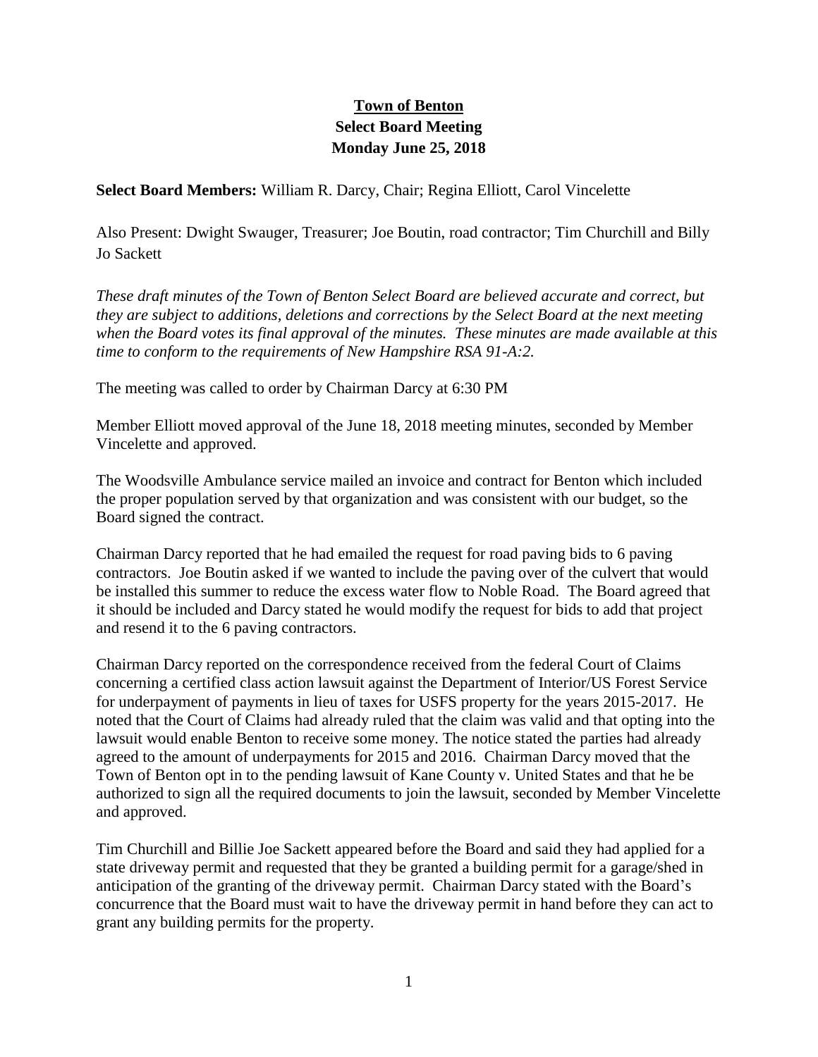**Town of Benton**
**Select Board Meeting**
**Monday June 25, 2018**

**Select Board Members:** William R. Darcy, Chair; Regina Elliott, Carol Vincelette

Also Present: Dwight Swauger, Treasurer; Joe Boutin, road contractor; Tim Churchill and Billy Jo Sackett

*These draft minutes of the Town of Benton Select Board are believed accurate and correct, but they are subject to additions, deletions and corrections by the Select Board at the next meeting when the Board votes its final approval of the minutes. These minutes are made available at this time to conform to the requirements of New Hampshire RSA 91-A:2.*

The meeting was called to order by Chairman Darcy at 6:30 PM

Member Elliott moved approval of the June 18, 2018 meeting minutes, seconded by Member Vincelette and approved.

The Woodsville Ambulance service mailed an invoice and contract for Benton which included the proper population served by that organization and was consistent with our budget, so the Board signed the contract.

Chairman Darcy reported that he had emailed the request for road paving bids to 6 paving contractors. Joe Boutin asked if we wanted to include the paving over of the culvert that would be installed this summer to reduce the excess water flow to Noble Road. The Board agreed that it should be included and Darcy stated he would modify the request for bids to add that project and resend it to the 6 paving contractors.

Chairman Darcy reported on the correspondence received from the federal Court of Claims concerning a certified class action lawsuit against the Department of Interior/US Forest Service for underpayment of payments in lieu of taxes for USFS property for the years 2015-2017. He noted that the Court of Claims had already ruled that the claim was valid and that opting into the lawsuit would enable Benton to receive some money. The notice stated the parties had already agreed to the amount of underpayments for 2015 and 2016. Chairman Darcy moved that the Town of Benton opt in to the pending lawsuit of Kane County v. United States and that he be authorized to sign all the required documents to join the lawsuit, seconded by Member Vincelette and approved.

Tim Churchill and Billie Joe Sackett appeared before the Board and said they had applied for a state driveway permit and requested that they be granted a building permit for a garage/shed in anticipation of the granting of the driveway permit. Chairman Darcy stated with the Board's concurrence that the Board must wait to have the driveway permit in hand before they can act to grant any building permits for the property.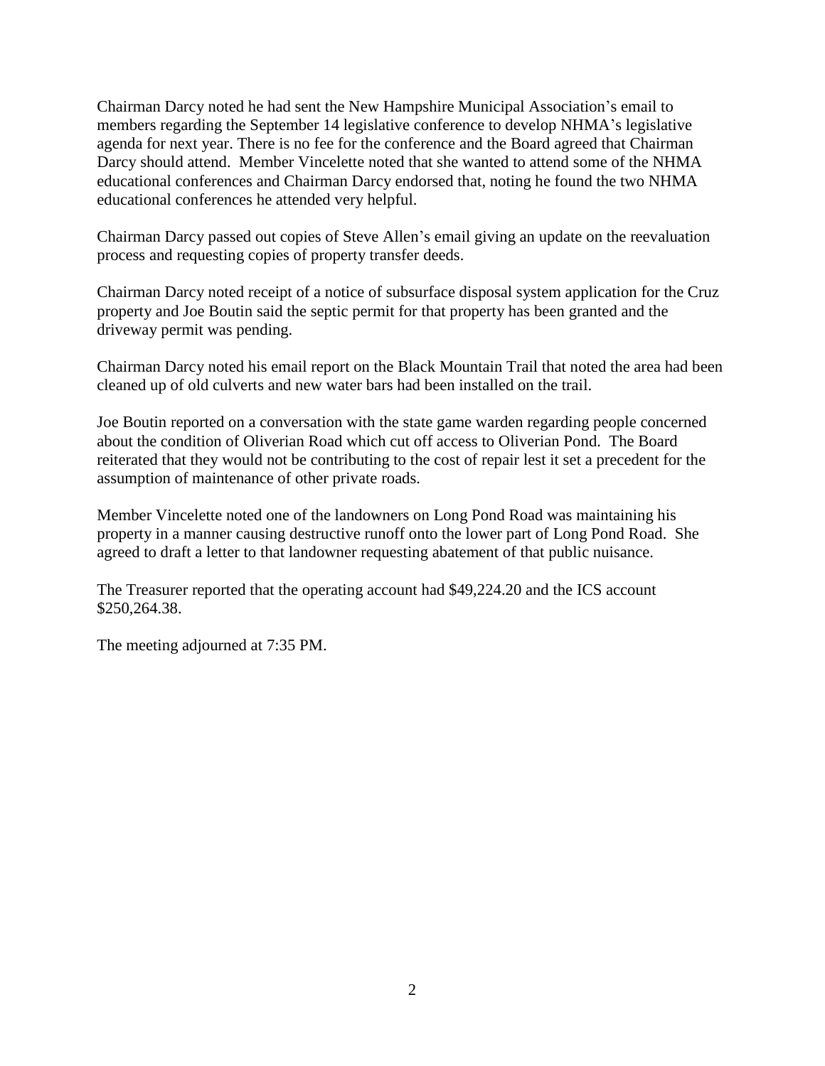Chairman Darcy noted he had sent the New Hampshire Municipal Association's email to members regarding the September 14 legislative conference to develop NHMA's legislative agenda for next year. There is no fee for the conference and the Board agreed that Chairman Darcy should attend. Member Vincelette noted that she wanted to attend some of the NHMA educational conferences and Chairman Darcy endorsed that, noting he found the two NHMA educational conferences he attended very helpful.

Chairman Darcy passed out copies of Steve Allen's email giving an update on the reevaluation process and requesting copies of property transfer deeds.

Chairman Darcy noted receipt of a notice of subsurface disposal system application for the Cruz property and Joe Boutin said the septic permit for that property has been granted and the driveway permit was pending.

Chairman Darcy noted his email report on the Black Mountain Trail that noted the area had been cleaned up of old culverts and new water bars had been installed on the trail.

Joe Boutin reported on a conversation with the state game warden regarding people concerned about the condition of Oliverian Road which cut off access to Oliverian Pond. The Board reiterated that they would not be contributing to the cost of repair lest it set a precedent for the assumption of maintenance of other private roads.

Member Vincelette noted one of the landowners on Long Pond Road was maintaining his property in a manner causing destructive runoff onto the lower part of Long Pond Road. She agreed to draft a letter to that landowner requesting abatement of that public nuisance.

The Treasurer reported that the operating account had $49,224.20 and the ICS account $250,264.38.

The meeting adjourned at 7:35 PM.